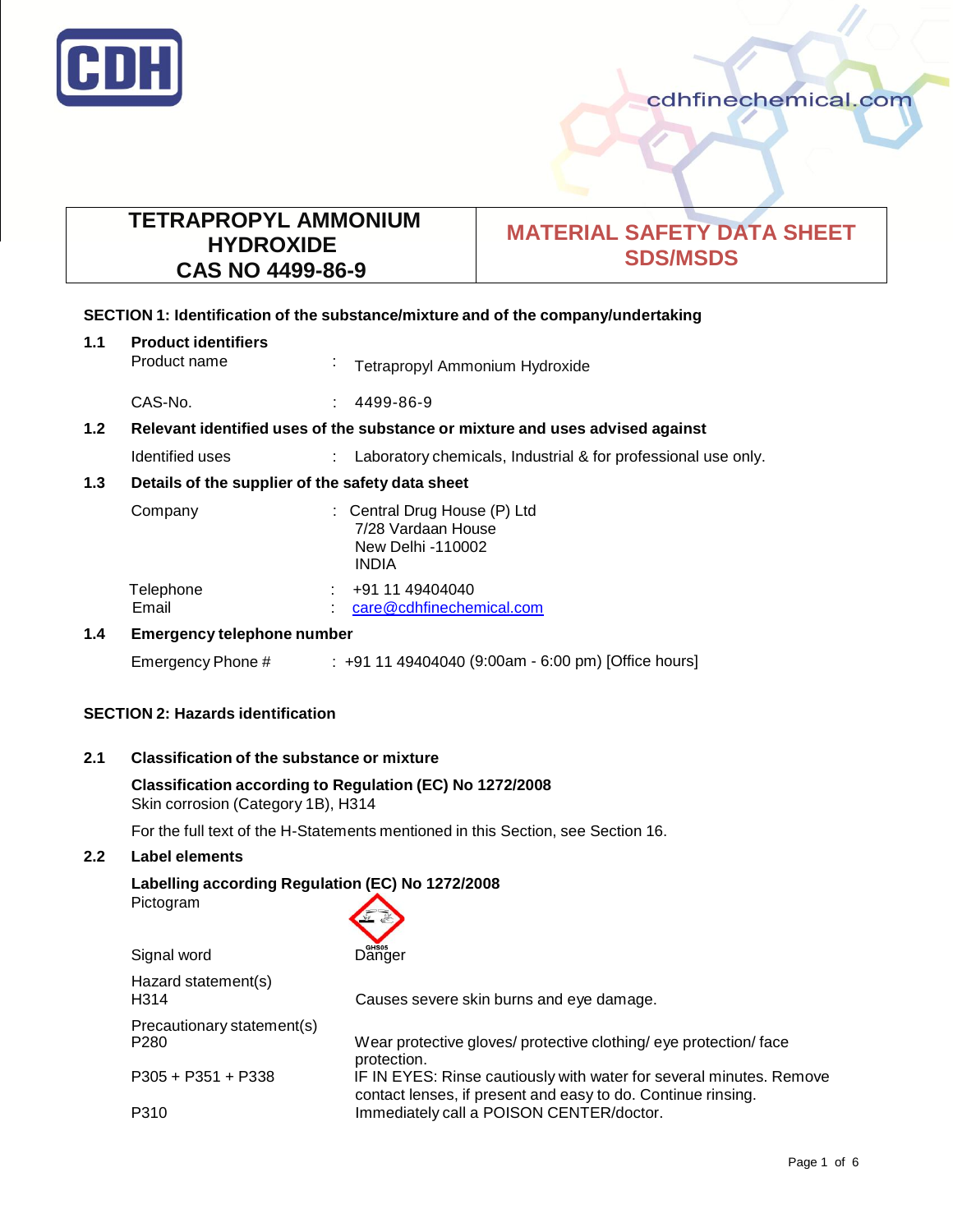# TETRAPROPYL AMMONIUM HYDROXIDE
# CAS NO 4499-86-9

## MATERIAL SAFETY DATA SHEET SDS/MSDS

cdhfinechemical.com

## SECTION 1: Identification of the substance/mixture and of the company/undertaking

### 1.1 Product identifiers

Product name : Tetrapropyl Ammonium Hydroxide

CAS-No. : 4499-86-9

### 1.2 Relevant identified uses of the substance or mixture and uses advised against

Identified uses : Laboratory chemicals, Industrial & for professional use only.

### 1.3 Details of the supplier of the safety data sheet

Company : Central Drug House (P) Ltd
7/28 Vardaan House
New Delhi -110002
INDIA

Telephone : +91 11 49404040
Email : care@cdhfinechemical.com

### 1.4 Emergency telephone number

Emergency Phone # : +91 11 49404040 (9:00am - 6:00 pm) [Office hours]

## SECTION 2: Hazards identification

### 2.1 Classification of the substance or mixture

**Classification according to Regulation (EC) No 1272/2008**
Skin corrosion (Category 1B), H314

For the full text of the H-Statements mentioned in this Section, see Section 16.

### 2.2 Label elements

**Labelling according Regulation (EC) No 1272/2008**

Pictogram: GHS05

Signal word: Danger

Hazard statement(s)
H314 Causes severe skin burns and eye damage.

Precautionary statement(s)
P280 Wear protective gloves/ protective clothing/ eye protection/ face protection.
P305 + P351 + P338 IF IN EYES: Rinse cautiously with water for several minutes. Remove contact lenses, if present and easy to do. Continue rinsing.
P310 Immediately call a POISON CENTER/doctor.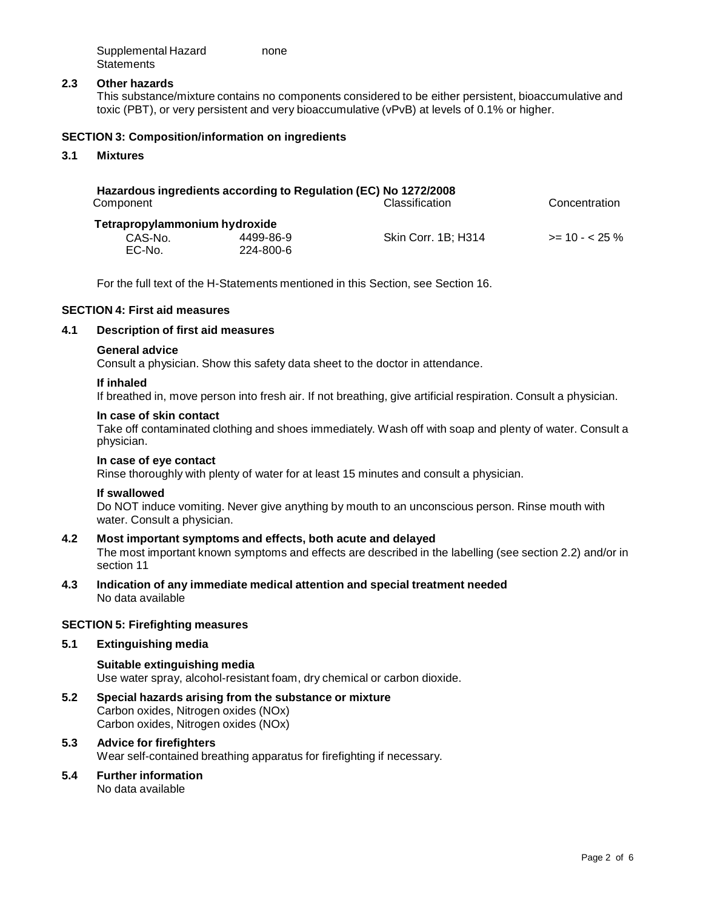| | |
|---|---|
| Supplemental Hazard Statements | none |

### 2.3 Other hazards

This substance/mixture contains no components considered to be either persistent, bioaccumulative and toxic (PBT), or very persistent and very bioaccumulative (vPvB) at levels of 0.1% or higher.

## SECTION 3: Composition/information on ingredients

### 3.1 Mixtures

**Hazardous ingredients according to Regulation (EC) No 1272/2008**

| Component | | Classification | Concentration |
|---|---|---|---|
| **Tetrapropylammonium hydroxide** | | | |
| CAS-No. | 4499-86-9 | Skin Corr. 1B; H314 | >= 10 - < 25 % |
| EC-No. | 224-800-6 | | |

For the full text of the H-Statements mentioned in this Section, see Section 16.

## SECTION 4: First aid measures

### 4.1 Description of first aid measures

**General advice**

Consult a physician. Show this safety data sheet to the doctor in attendance.

**If inhaled**

If breathed in, move person into fresh air. If not breathing, give artificial respiration. Consult a physician.

**In case of skin contact**

Take off contaminated clothing and shoes immediately. Wash off with soap and plenty of water. Consult a physician.

**In case of eye contact**

Rinse thoroughly with plenty of water for at least 15 minutes and consult a physician.

**If swallowed**

Do NOT induce vomiting. Never give anything by mouth to an unconscious person. Rinse mouth with water. Consult a physician.

### 4.2 Most important symptoms and effects, both acute and delayed

The most important known symptoms and effects are described in the labelling (see section 2.2) and/or in section 11

### 4.3 Indication of any immediate medical attention and special treatment needed

No data available

## SECTION 5: Firefighting measures

### 5.1 Extinguishing media

**Suitable extinguishing media**

Use water spray, alcohol-resistant foam, dry chemical or carbon dioxide.

### 5.2 Special hazards arising from the substance or mixture

Carbon oxides, Nitrogen oxides (NOx)
Carbon oxides, Nitrogen oxides (NOx)

### 5.3 Advice for firefighters

Wear self-contained breathing apparatus for firefighting if necessary.

### 5.4 Further information

No data available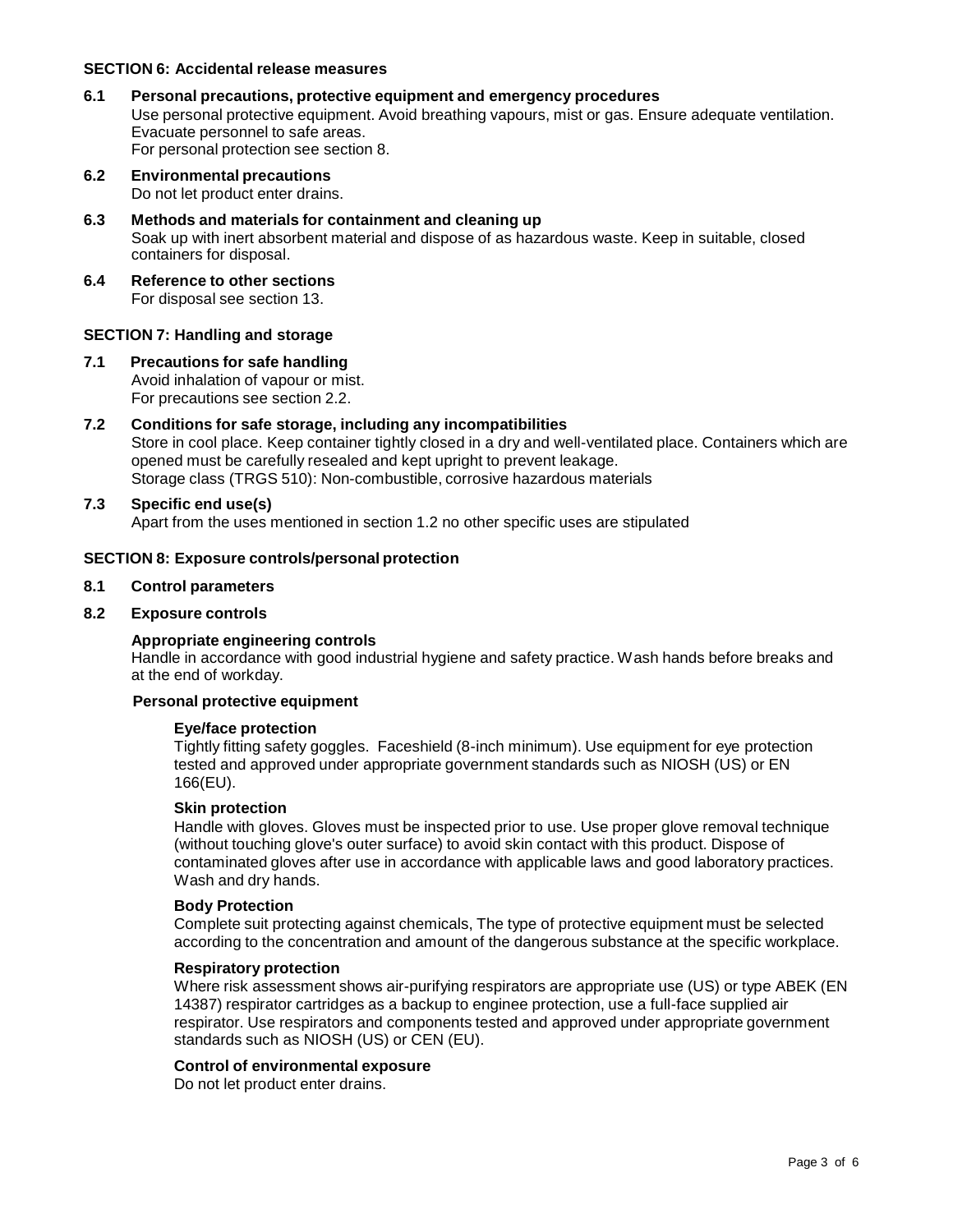## SECTION 6: Accidental release measures

### 6.1 Personal precautions, protective equipment and emergency procedures

Use personal protective equipment. Avoid breathing vapours, mist or gas. Ensure adequate ventilation. Evacuate personnel to safe areas.
For personal protection see section 8.

### 6.2 Environmental precautions

Do not let product enter drains.

### 6.3 Methods and materials for containment and cleaning up

Soak up with inert absorbent material and dispose of as hazardous waste. Keep in suitable, closed containers for disposal.

### 6.4 Reference to other sections

For disposal see section 13.

## SECTION 7: Handling and storage

### 7.1 Precautions for safe handling

Avoid inhalation of vapour or mist.
For precautions see section 2.2.

### 7.2 Conditions for safe storage, including any incompatibilities

Store in cool place. Keep container tightly closed in a dry and well-ventilated place. Containers which are opened must be carefully resealed and kept upright to prevent leakage.
Storage class (TRGS 510): Non-combustible, corrosive hazardous materials

### 7.3 Specific end use(s)

Apart from the uses mentioned in section 1.2 no other specific uses are stipulated

## SECTION 8: Exposure controls/personal protection

### 8.1 Control parameters

### 8.2 Exposure controls

**Appropriate engineering controls**

Handle in accordance with good industrial hygiene and safety practice. Wash hands before breaks and at the end of workday.

**Personal protective equipment**

**Eye/face protection**

Tightly fitting safety goggles. Faceshield (8-inch minimum). Use equipment for eye protection tested and approved under appropriate government standards such as NIOSH (US) or EN 166(EU).

**Skin protection**

Handle with gloves. Gloves must be inspected prior to use. Use proper glove removal technique (without touching glove's outer surface) to avoid skin contact with this product. Dispose of contaminated gloves after use in accordance with applicable laws and good laboratory practices. Wash and dry hands.

**Body Protection**

Complete suit protecting against chemicals, The type of protective equipment must be selected according to the concentration and amount of the dangerous substance at the specific workplace.

**Respiratory protection**

Where risk assessment shows air-purifying respirators are appropriate use (US) or type ABEK (EN 14387) respirator cartridges as a backup to enginee protection, use a full-face supplied air respirator. Use respirators and components tested and approved under appropriate government standards such as NIOSH (US) or CEN (EU).

**Control of environmental exposure**

Do not let product enter drains.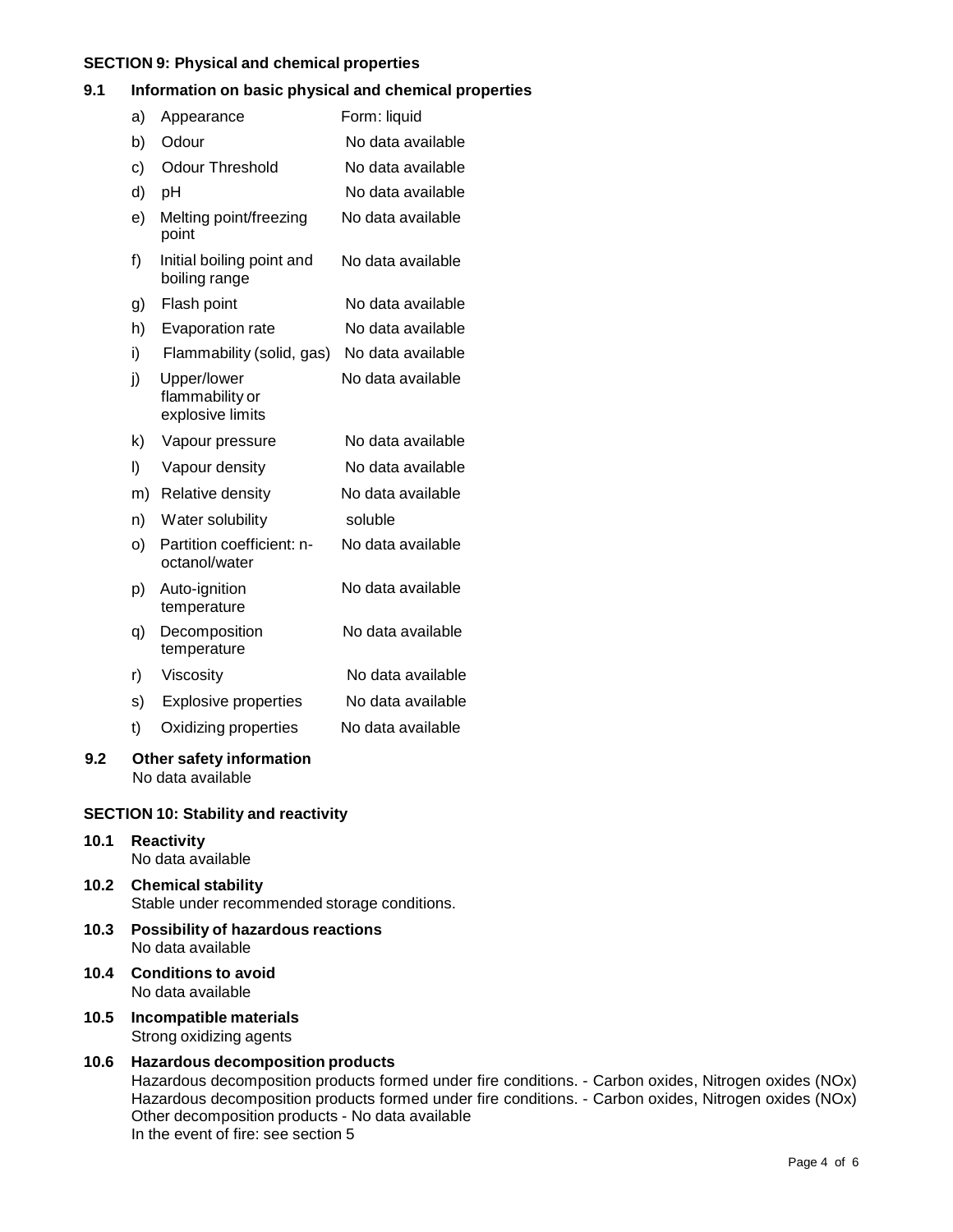## SECTION 9: Physical and chemical properties

### 9.1 Information on basic physical and chemical properties

| | Property | Value |
|---|---|---|
| a) | Appearance | Form: liquid |
| b) | Odour | No data available |
| c) | Odour Threshold | No data available |
| d) | pH | No data available |
| e) | Melting point/freezing point | No data available |
| f) | Initial boiling point and boiling range | No data available |
| g) | Flash point | No data available |
| h) | Evaporation rate | No data available |
| i) | Flammability (solid, gas) | No data available |
| j) | Upper/lower flammability or explosive limits | No data available |
| k) | Vapour pressure | No data available |
| l) | Vapour density | No data available |
| m) | Relative density | No data available |
| n) | Water solubility | soluble |
| o) | Partition coefficient: n-octanol/water | No data available |
| p) | Auto-ignition temperature | No data available |
| q) | Decomposition temperature | No data available |
| r) | Viscosity | No data available |
| s) | Explosive properties | No data available |
| t) | Oxidizing properties | No data available |

### 9.2 Other safety information

No data available

## SECTION 10: Stability and reactivity

### 10.1 Reactivity

No data available

### 10.2 Chemical stability

Stable under recommended storage conditions.

### 10.3 Possibility of hazardous reactions

No data available

### 10.4 Conditions to avoid

No data available

### 10.5 Incompatible materials

Strong oxidizing agents

### 10.6 Hazardous decomposition products

Hazardous decomposition products formed under fire conditions. - Carbon oxides, Nitrogen oxides (NOx)
Hazardous decomposition products formed under fire conditions. - Carbon oxides, Nitrogen oxides (NOx)
Other decomposition products - No data available
In the event of fire: see section 5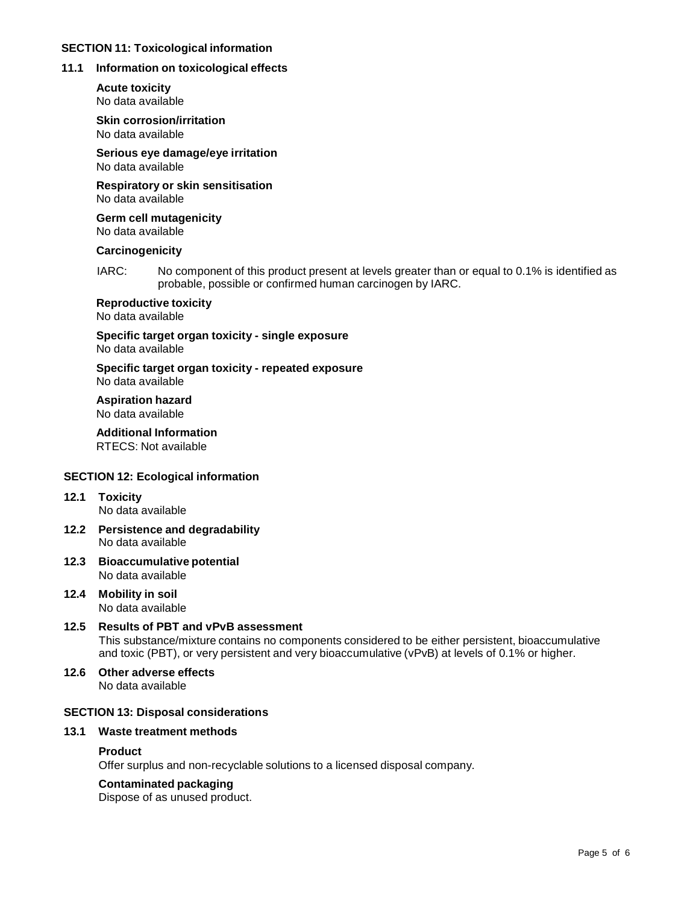## SECTION 11: Toxicological information

### 11.1 Information on toxicological effects

**Acute toxicity**
No data available

**Skin corrosion/irritation**
No data available

**Serious eye damage/eye irritation**
No data available

**Respiratory or skin sensitisation**
No data available

**Germ cell mutagenicity**
No data available

**Carcinogenicity**

IARC: No component of this product present at levels greater than or equal to 0.1% is identified as probable, possible or confirmed human carcinogen by IARC.

**Reproductive toxicity**
No data available

**Specific target organ toxicity - single exposure**
No data available

**Specific target organ toxicity - repeated exposure**
No data available

**Aspiration hazard**
No data available

**Additional Information**
RTECS: Not available

## SECTION 12: Ecological information

### 12.1 Toxicity
No data available

### 12.2 Persistence and degradability
No data available

### 12.3 Bioaccumulative potential
No data available

### 12.4 Mobility in soil
No data available

### 12.5 Results of PBT and vPvB assessment
This substance/mixture contains no components considered to be either persistent, bioaccumulative and toxic (PBT), or very persistent and very bioaccumulative (vPvB) at levels of 0.1% or higher.

### 12.6 Other adverse effects
No data available

## SECTION 13: Disposal considerations

### 13.1 Waste treatment methods

**Product**
Offer surplus and non-recyclable solutions to a licensed disposal company.

**Contaminated packaging**
Dispose of as unused product.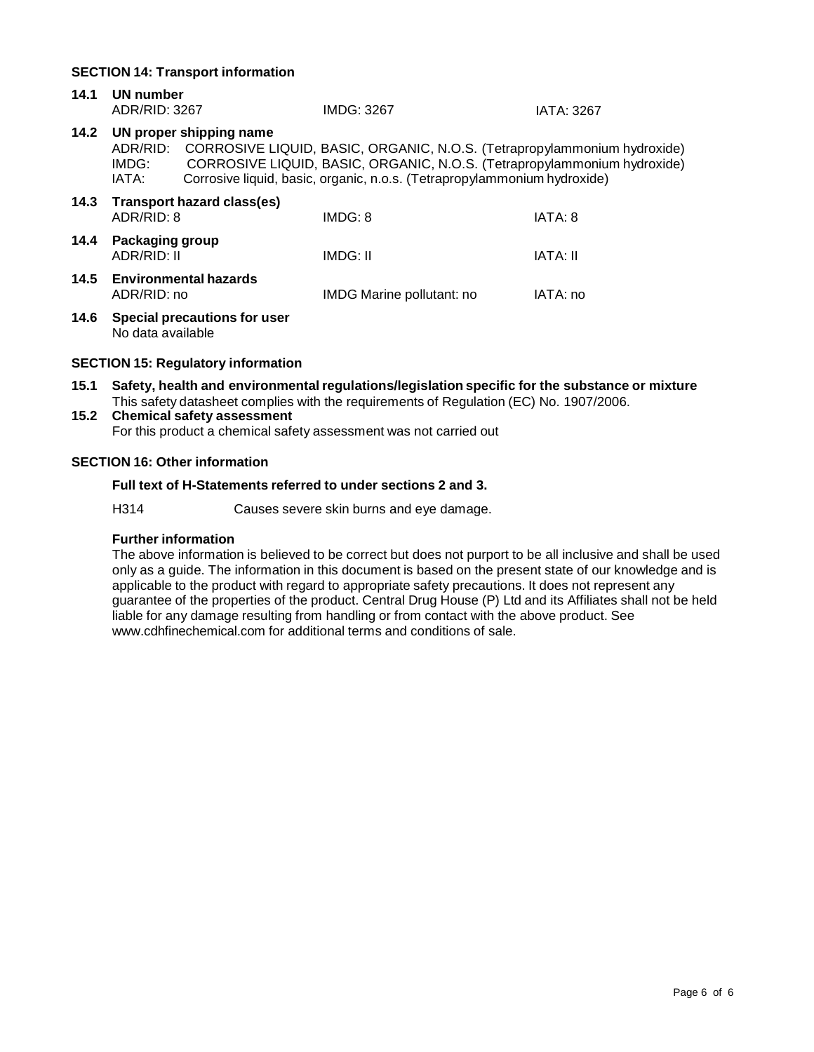## SECTION 14: Transport information

**14.1 UN number**

| | | |
|---|---|---|
| ADR/RID: 3267 | IMDG: 3267 | IATA: 3267 |

**14.2 UN proper shipping name**

ADR/RID: CORROSIVE LIQUID, BASIC, ORGANIC, N.O.S. (Tetrapropylammonium hydroxide)
IMDG: CORROSIVE LIQUID, BASIC, ORGANIC, N.O.S. (Tetrapropylammonium hydroxide)
IATA: Corrosive liquid, basic, organic, n.o.s. (Tetrapropylammonium hydroxide)

**14.3 Transport hazard class(es)**

| | | |
|---|---|---|
| ADR/RID: 8 | IMDG: 8 | IATA: 8 |

**14.4 Packaging group**

| | | |
|---|---|---|
| ADR/RID: II | IMDG: II | IATA: II |

**14.5 Environmental hazards**

| | | |
|---|---|---|
| ADR/RID: no | IMDG Marine pollutant: no | IATA: no |

**14.6 Special precautions for user**

No data available

## SECTION 15: Regulatory information

**15.1 Safety, health and environmental regulations/legislation specific for the substance or mixture**

This safety datasheet complies with the requirements of Regulation (EC) No. 1907/2006.

**15.2 Chemical safety assessment**

For this product a chemical safety assessment was not carried out

## SECTION 16: Other information

**Full text of H-Statements referred to under sections 2 and 3.**

H314 Causes severe skin burns and eye damage.

**Further information**

The above information is believed to be correct but does not purport to be all inclusive and shall be used only as a guide. The information in this document is based on the present state of our knowledge and is applicable to the product with regard to appropriate safety precautions. It does not represent any guarantee of the properties of the product. Central Drug House (P) Ltd and its Affiliates shall not be held liable for any damage resulting from handling or from contact with the above product. See www.cdhfinechemical.com for additional terms and conditions of sale.